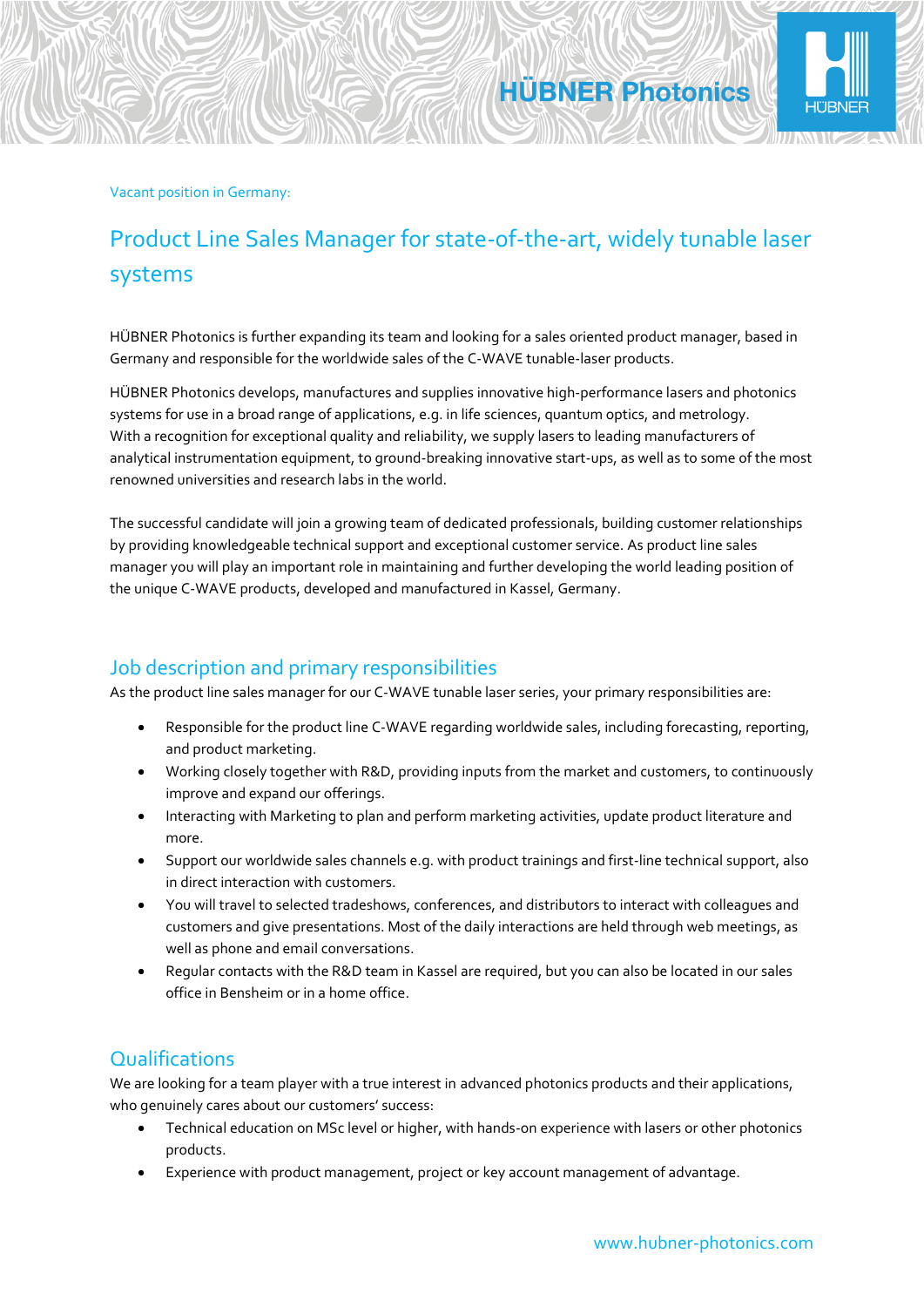Vacant position in Germany:

# Product Line Sales Manager for state-of-the-art, widely tunable laser systems

HÜBNER Photonics is further expanding its team and looking for a sales oriented product manager, based in Germany and responsible for the worldwide sales of the C-WAVE tunable-laser products.

HÜBNER Photonics develops, manufactures and supplies innovative high-performance lasers and photonics systems for use in a broad range of applications, e.g. in life sciences, quantum optics, and metrology. With a recognition for exceptional quality and reliability, we supply lasers to leading manufacturers of analytical instrumentation equipment, to ground-breaking innovative start-ups, as well as to some of the most renowned universities and research labs in the world.

The successful candidate will join a growing team of dedicated professionals, building customer relationships by providing knowledgeable technical support and exceptional customer service. As product line sales manager you will play an important role in maintaining and further developing the world leading position of the unique C-WAVE products, developed and manufactured in Kassel, Germany.

## Job description and primary responsibilities

As the product line sales manager for our C-WAVE tunable laser series, your primary responsibilities are:

- Responsible for the product line C-WAVE regarding worldwide sales, including forecasting, reporting, and product marketing.
- Working closely together with R&D, providing inputs from the market and customers, to continuously improve and expand our offerings.
- Interacting with Marketing to plan and perform marketing activities, update product literature and more.
- Support our worldwide sales channels e.g. with product trainings and first-line technical support, also in direct interaction with customers.
- You will travel to selected tradeshows, conferences, and distributors to interact with colleagues and customers and give presentations. Most of the daily interactions are held through web meetings, as well as phone and email conversations.
- Regular contacts with the R&D team in Kassel are required, but you can also be located in our sales office in Bensheim or in a home office.

## Qualifications

We are looking for a team player with a true interest in advanced photonics products and their applications, who genuinely cares about our customers' success:

- Technical education on MSc level or higher, with hands-on experience with lasers or other photonics products.
- Experience with product management, project or key account management of advantage.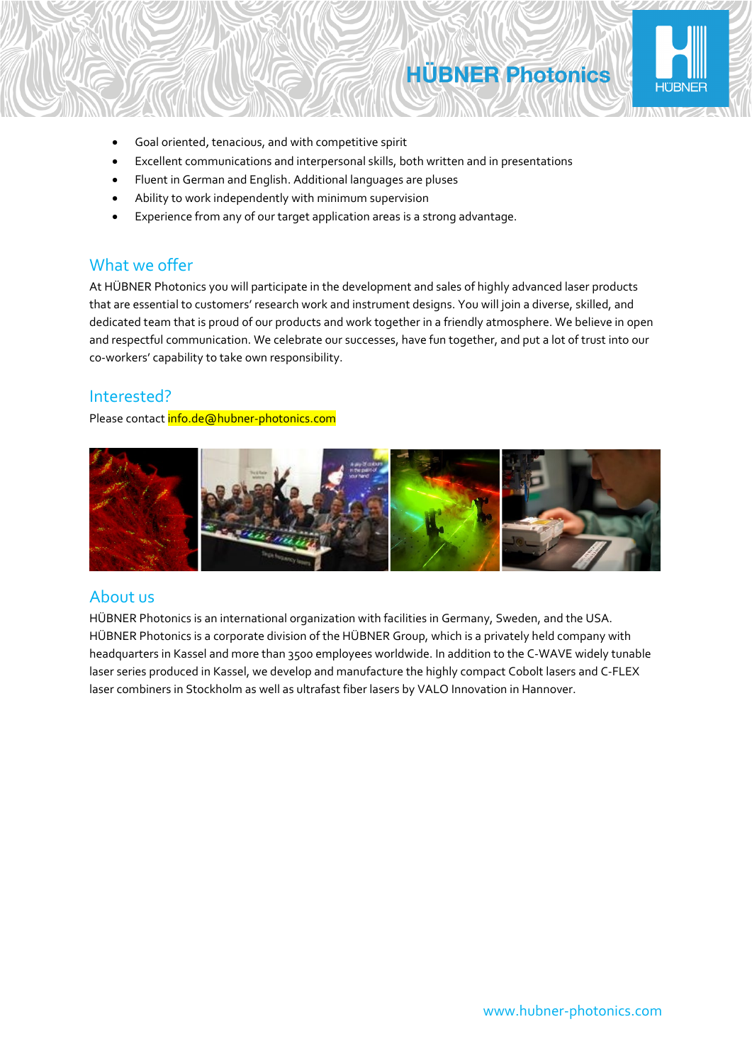- Goal oriented, tenacious, and with competitive spirit
- Excellent communications and interpersonal skills, both written and in presentations
- Fluent in German and English. Additional languages are pluses
- Ability to work independently with minimum supervision
- Experience from any of our target application areas is a strong advantage.

## What we offer

At HÜBNER Photonics you will participate in the development and sales of highly advanced laser products that are essential to customers' research work and instrument designs. You will join a diverse, skilled, and dedicated team that is proud of our products and work together in a friendly atmosphere. We believe in open and respectful communication. We celebrate our successes, have fun together, and put a lot of trust into our co-workers' capability to take own responsibility.

## Interested?

Please contact info.de@hubner-photonics.com

## About us

HÜBNER Photonics is an international organization with facilities in Germany, Sweden, and the USA. HÜBNER Photonics is a corporate division of the HÜBNER Group, which is a privately held company with headquarters in Kassel and more than 3500 employees worldwide. In addition to the C-WAVE widely tunable laser series produced in Kassel, we develop and manufacture the highly compact Cobolt lasers and C-FLEX laser combiners in Stockholm as well as ultrafast fiber lasers by VALO Innovation in Hannover.

www.hubner-photonics.com